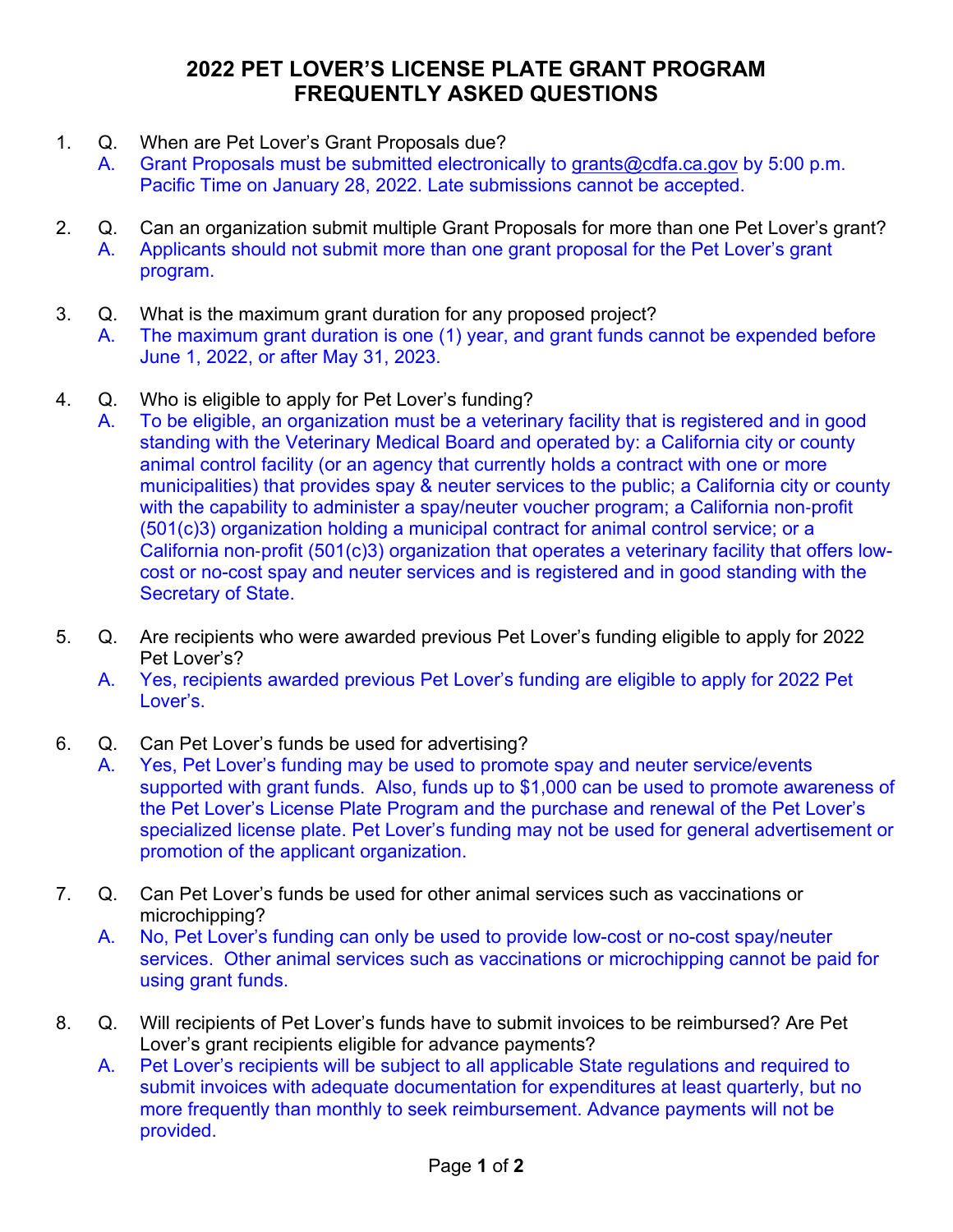# 2022 PET LOVER'S LICENSE PLATE GRANT PROGRAM FREQUENTLY ASKED QUESTIONS

1. Q. When are Pet Lover's Grant Proposals due?

   A. Grant Proposals must be submitted electronically to grants@cdfa.ca.gov by 5:00 p.m. Pacific Time on January 28, 2022. Late submissions cannot be accepted.

2. Q. Can an organization submit multiple Grant Proposals for more than one Pet Lover's grant?

   A. Applicants should not submit more than one grant proposal for the Pet Lover's grant program.

3. Q. What is the maximum grant duration for any proposed project?

   A. The maximum grant duration is one (1) year, and grant funds cannot be expended before June 1, 2022, or after May 31, 2023.

4. Q. Who is eligible to apply for Pet Lover's funding?

   A. To be eligible, an organization must be a veterinary facility that is registered and in good standing with the Veterinary Medical Board and operated by: a California city or county animal control facility (or an agency that currently holds a contract with one or more municipalities) that provides spay & neuter services to the public; a California city or county with the capability to administer a spay/neuter voucher program; a California non-profit (501(c)3) organization holding a municipal contract for animal control service; or a California non-profit (501(c)3) organization that operates a veterinary facility that offers low-cost or no-cost spay and neuter services and is registered and in good standing with the Secretary of State.

5. Q. Are recipients who were awarded previous Pet Lover's funding eligible to apply for 2022 Pet Lover's?

   A. Yes, recipients awarded previous Pet Lover's funding are eligible to apply for 2022 Pet Lover's.

6. Q. Can Pet Lover's funds be used for advertising?

   A. Yes, Pet Lover's funding may be used to promote spay and neuter service/events supported with grant funds. Also, funds up to $1,000 can be used to promote awareness of the Pet Lover's License Plate Program and the purchase and renewal of the Pet Lover's specialized license plate. Pet Lover's funding may not be used for general advertisement or promotion of the applicant organization.

7. Q. Can Pet Lover's funds be used for other animal services such as vaccinations or microchipping?

   A. No, Pet Lover's funding can only be used to provide low-cost or no-cost spay/neuter services. Other animal services such as vaccinations or microchipping cannot be paid for using grant funds.

8. Q. Will recipients of Pet Lover's funds have to submit invoices to be reimbursed? Are Pet Lover's grant recipients eligible for advance payments?

   A. Pet Lover's recipients will be subject to all applicable State regulations and required to submit invoices with adequate documentation for expenditures at least quarterly, but no more frequently than monthly to seek reimbursement. Advance payments will not be provided.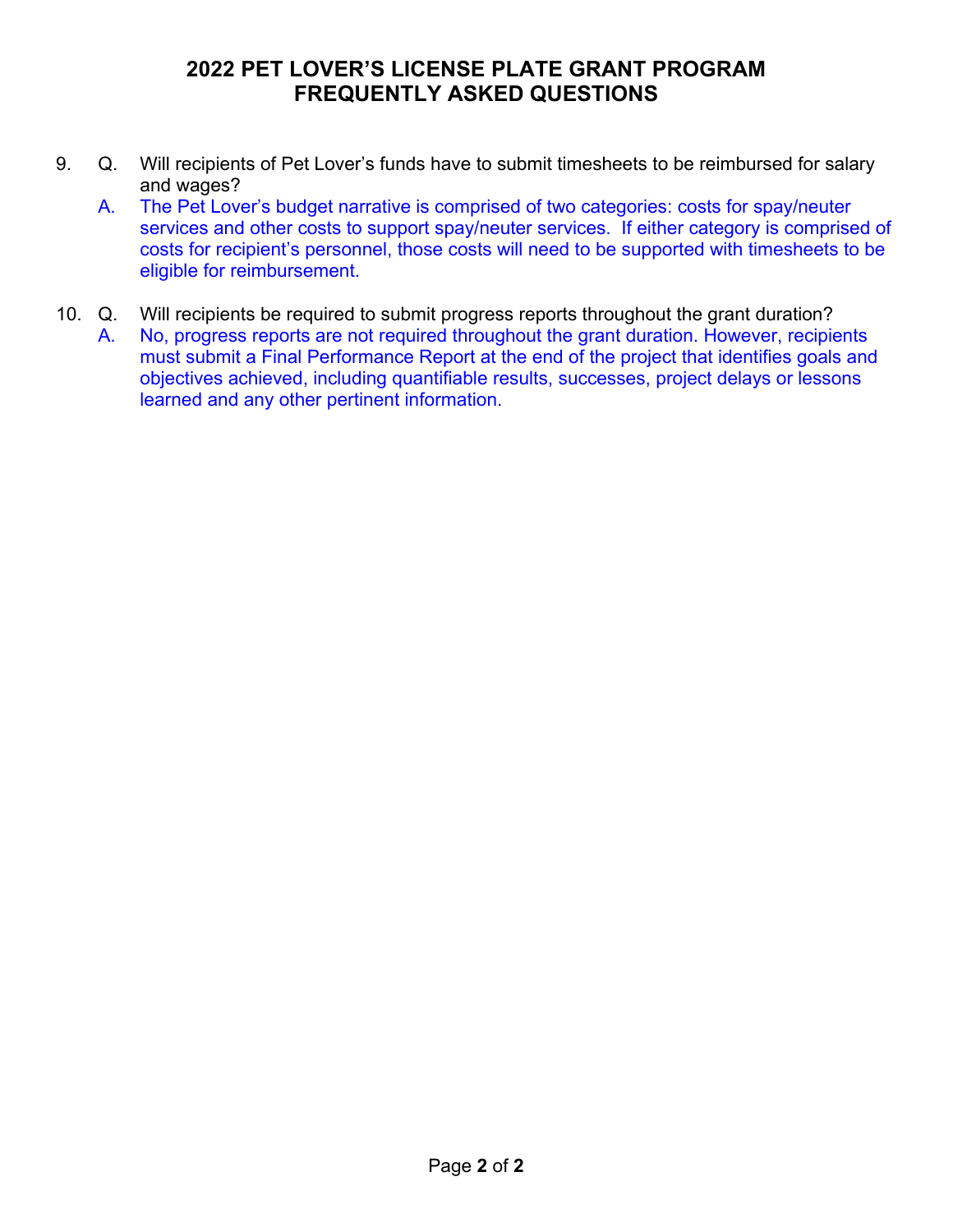# 2022 PET LOVER'S LICENSE PLATE GRANT PROGRAM
# FREQUENTLY ASKED QUESTIONS

9. Q. Will recipients of Pet Lover's funds have to submit timesheets to be reimbursed for salary and wages?

   A. The Pet Lover's budget narrative is comprised of two categories: costs for spay/neuter services and other costs to support spay/neuter services. If either category is comprised of costs for recipient's personnel, those costs will need to be supported with timesheets to be eligible for reimbursement.

10. Q. Will recipients be required to submit progress reports throughout the grant duration?

    A. No, progress reports are not required throughout the grant duration. However, recipients must submit a Final Performance Report at the end of the project that identifies goals and objectives achieved, including quantifiable results, successes, project delays or lessons learned and any other pertinent information.